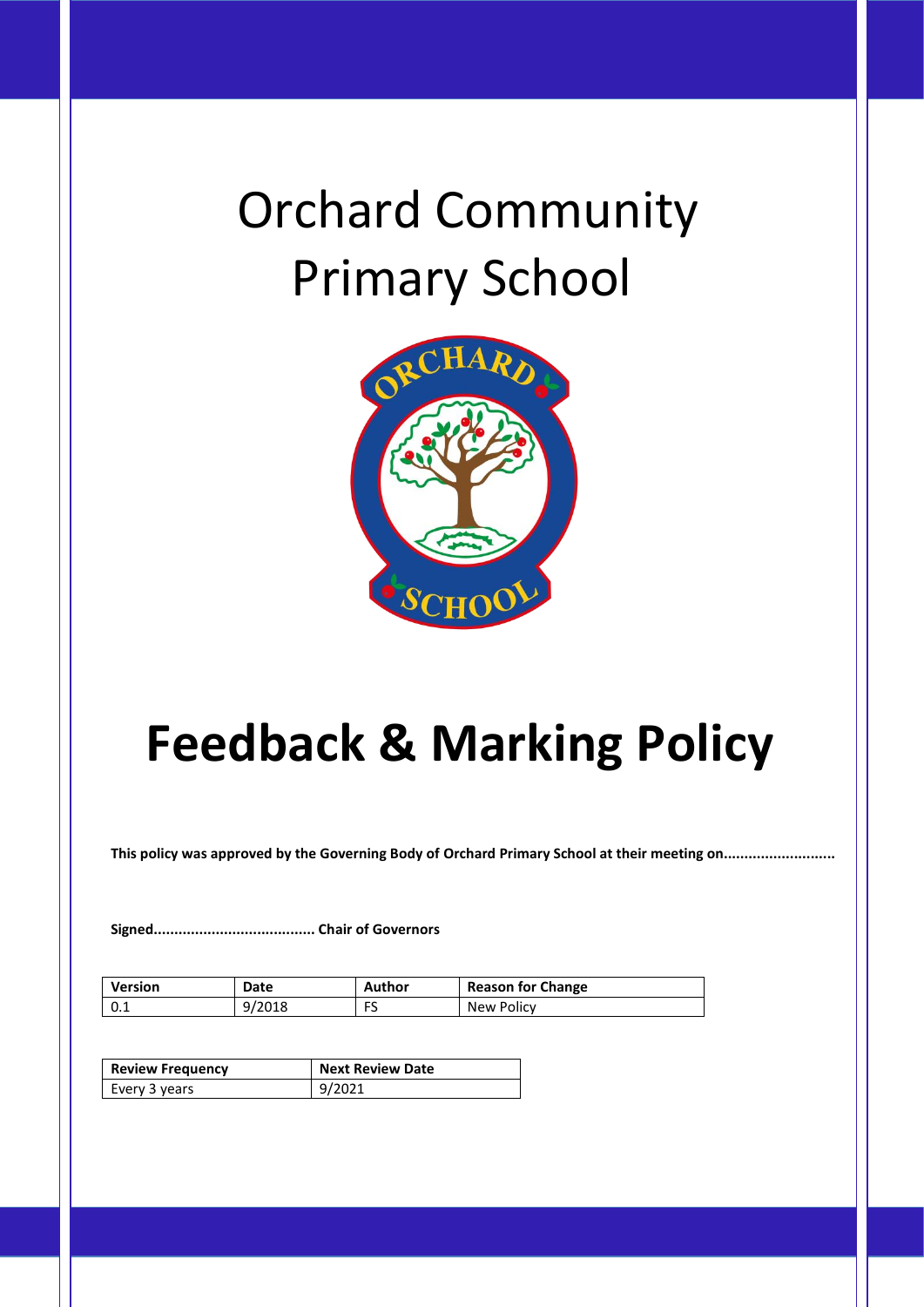# Orchard Community Primary School

# Feedback & Marking Policy

**This policy was approved by the Governing Body of Orchard Primary School at their meeting on..........................**

**Signed...................................... Chair of Governors**

| Version | Date | Author | Reason for Change |
|---|---|---|---|
| 0.1 | 9/2018 | FS | New Policy |

| Review Frequency | Next Review Date |
|---|---|
| Every 3 years | 9/2021 |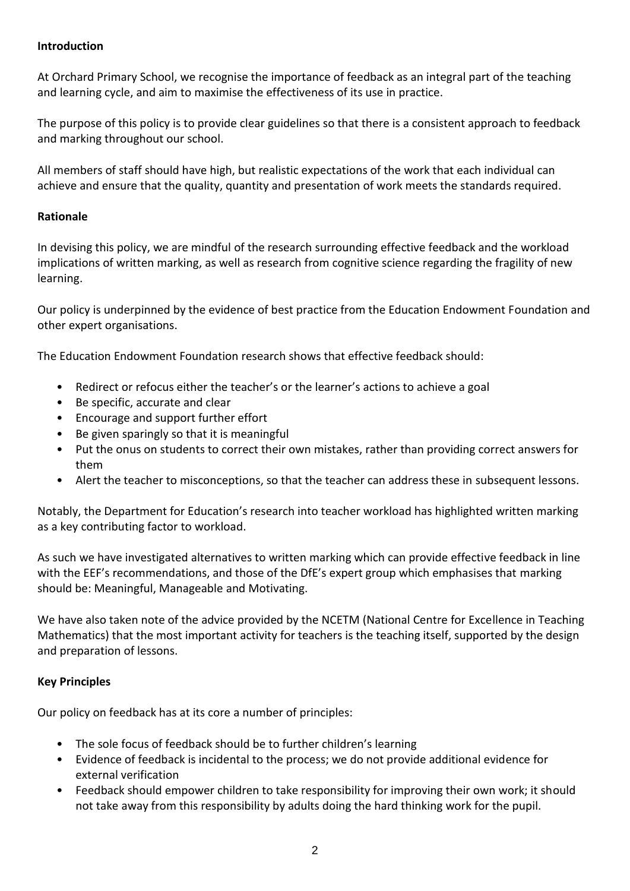## Introduction

At Orchard Primary School, we recognise the importance of feedback as an integral part of the teaching and learning cycle, and aim to maximise the effectiveness of its use in practice.

The purpose of this policy is to provide clear guidelines so that there is a consistent approach to feedback and marking throughout our school.

All members of staff should have high, but realistic expectations of the work that each individual can achieve and ensure that the quality, quantity and presentation of work meets the standards required.

## Rationale

In devising this policy, we are mindful of the research surrounding effective feedback and the workload implications of written marking, as well as research from cognitive science regarding the fragility of new learning.

Our policy is underpinned by the evidence of best practice from the Education Endowment Foundation and other expert organisations.

The Education Endowment Foundation research shows that effective feedback should:

- Redirect or refocus either the teacher's or the learner's actions to achieve a goal
- Be specific, accurate and clear
- Encourage and support further effort
- Be given sparingly so that it is meaningful
- Put the onus on students to correct their own mistakes, rather than providing correct answers for them
- Alert the teacher to misconceptions, so that the teacher can address these in subsequent lessons.

Notably, the Department for Education's research into teacher workload has highlighted written marking as a key contributing factor to workload.

As such we have investigated alternatives to written marking which can provide effective feedback in line with the EEF's recommendations, and those of the DfE's expert group which emphasises that marking should be: Meaningful, Manageable and Motivating.

We have also taken note of the advice provided by the NCETM (National Centre for Excellence in Teaching Mathematics) that the most important activity for teachers is the teaching itself, supported by the design and preparation of lessons.

## Key Principles

Our policy on feedback has at its core a number of principles:

- The sole focus of feedback should be to further children's learning
- Evidence of feedback is incidental to the process; we do not provide additional evidence for external verification
- Feedback should empower children to take responsibility for improving their own work; it should not take away from this responsibility by adults doing the hard thinking work for the pupil.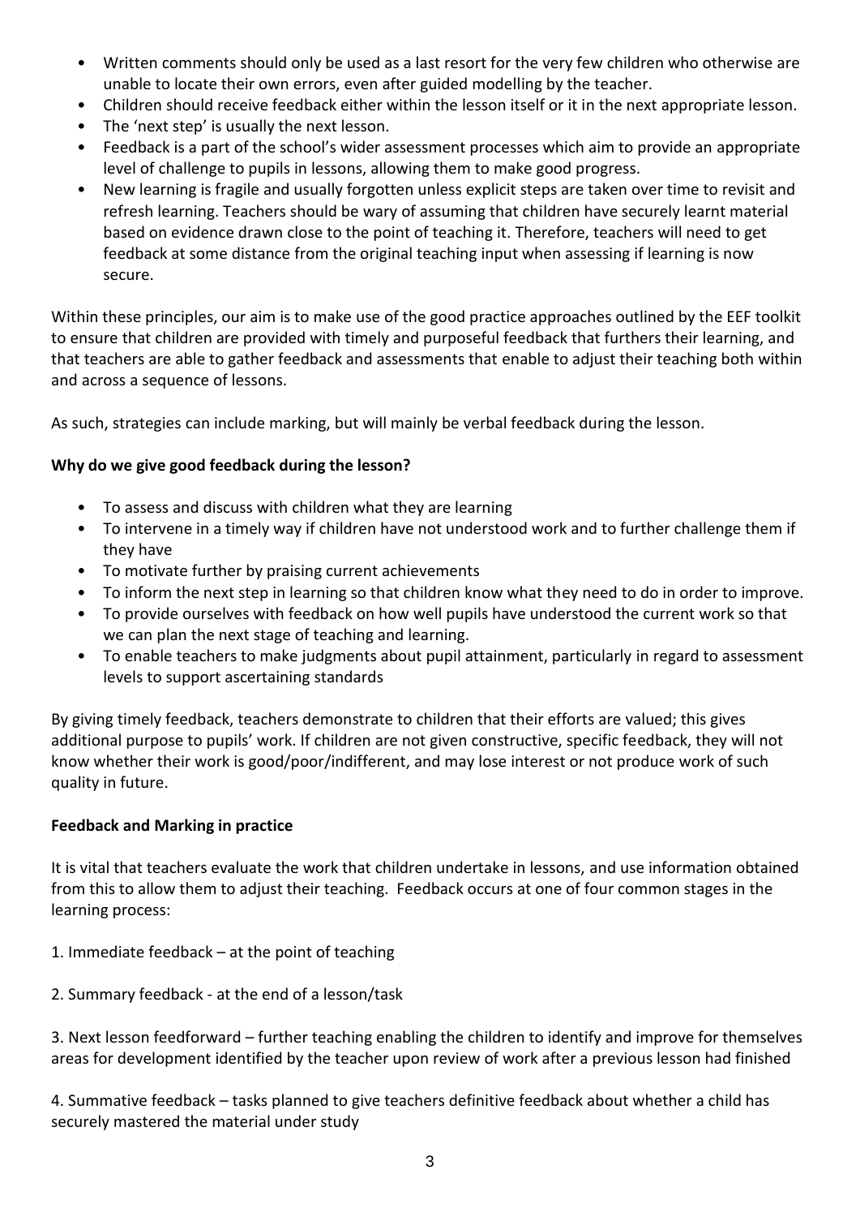- Written comments should only be used as a last resort for the very few children who otherwise are unable to locate their own errors, even after guided modelling by the teacher.
- Children should receive feedback either within the lesson itself or it in the next appropriate lesson.
- The 'next step' is usually the next lesson.
- Feedback is a part of the school's wider assessment processes which aim to provide an appropriate level of challenge to pupils in lessons, allowing them to make good progress.
- New learning is fragile and usually forgotten unless explicit steps are taken over time to revisit and refresh learning. Teachers should be wary of assuming that children have securely learnt material based on evidence drawn close to the point of teaching it. Therefore, teachers will need to get feedback at some distance from the original teaching input when assessing if learning is now secure.

Within these principles, our aim is to make use of the good practice approaches outlined by the EEF toolkit to ensure that children are provided with timely and purposeful feedback that furthers their learning, and that teachers are able to gather feedback and assessments that enable to adjust their teaching both within and across a sequence of lessons.

As such, strategies can include marking, but will mainly be verbal feedback during the lesson.

**Why do we give good feedback during the lesson?**

- To assess and discuss with children what they are learning
- To intervene in a timely way if children have not understood work and to further challenge them if they have
- To motivate further by praising current achievements
- To inform the next step in learning so that children know what they need to do in order to improve.
- To provide ourselves with feedback on how well pupils have understood the current work so that we can plan the next stage of teaching and learning.
- To enable teachers to make judgments about pupil attainment, particularly in regard to assessment levels to support ascertaining standards

By giving timely feedback, teachers demonstrate to children that their efforts are valued; this gives additional purpose to pupils' work. If children are not given constructive, specific feedback, they will not know whether their work is good/poor/indifferent, and may lose interest or not produce work of such quality in future.

**Feedback and Marking in practice**

It is vital that teachers evaluate the work that children undertake in lessons, and use information obtained from this to allow them to adjust their teaching. Feedback occurs at one of four common stages in the learning process:

1. Immediate feedback – at the point of teaching

2. Summary feedback - at the end of a lesson/task

3. Next lesson feedforward – further teaching enabling the children to identify and improve for themselves areas for development identified by the teacher upon review of work after a previous lesson had finished

4. Summative feedback – tasks planned to give teachers definitive feedback about whether a child has securely mastered the material under study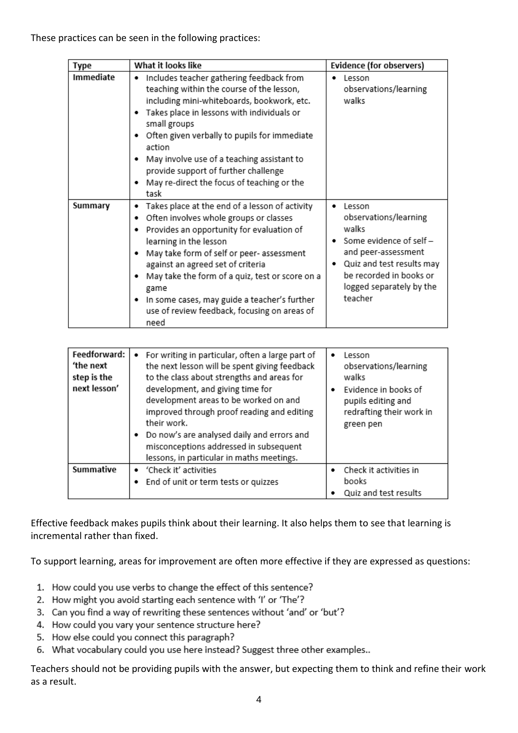These practices can be seen in the following practices:

| Type | What it looks like | Evidence (for observers) |
| --- | --- | --- |
| **Immediate** | • Includes teacher gathering feedback from teaching within the course of the lesson, including mini-whiteboards, bookwork, etc.<br>• Takes place in lessons with individuals or small groups<br>• Often given verbally to pupils for immediate action<br>• May involve use of a teaching assistant to provide support of further challenge<br>• May re-direct the focus of teaching or the task | • Lesson observations/learning walks |
| **Summary** | • Takes place at the end of a lesson of activity<br>• Often involves whole groups or classes<br>• Provides an opportunity for evaluation of learning in the lesson<br>• May take form of self or peer- assessment against an agreed set of criteria<br>• May take the form of a quiz, test or score on a game<br>• In some cases, may guide a teacher's further use of review feedback, focusing on areas of need | • Lesson observations/learning walks<br>• Some evidence of self – and peer-assessment<br>• Quiz and test results may be recorded in books or logged separately by the teacher |
| **Feedforward: 'the next step is the next lesson'** | • For writing in particular, often a large part of the next lesson will be spent giving feedback to the class about strengths and areas for development, and giving time for development areas to be worked on and improved through proof reading and editing their work.<br>• Do now's are analysed daily and errors and misconceptions addressed in subsequent lessons, in particular in maths meetings. | • Lesson observations/learning walks<br>• Evidence in books of pupils editing and redrafting their work in green pen |
| **Summative** | • 'Check it' activities<br>• End of unit or term tests or quizzes | • Check it activities in books<br>• Quiz and test results |

Effective feedback makes pupils think about their learning. It also helps them to see that learning is incremental rather than fixed.

To support learning, areas for improvement are often more effective if they are expressed as questions:

1. How could you use verbs to change the effect of this sentence?
2. How might you avoid starting each sentence with 'I' or 'The'?
3. Can you find a way of rewriting these sentences without 'and' or 'but'?
4. How could you vary your sentence structure here?
5. How else could you connect this paragraph?
6. What vocabulary could you use here instead? Suggest three other examples..

Teachers should not be providing pupils with the answer, but expecting them to think and refine their work as a result.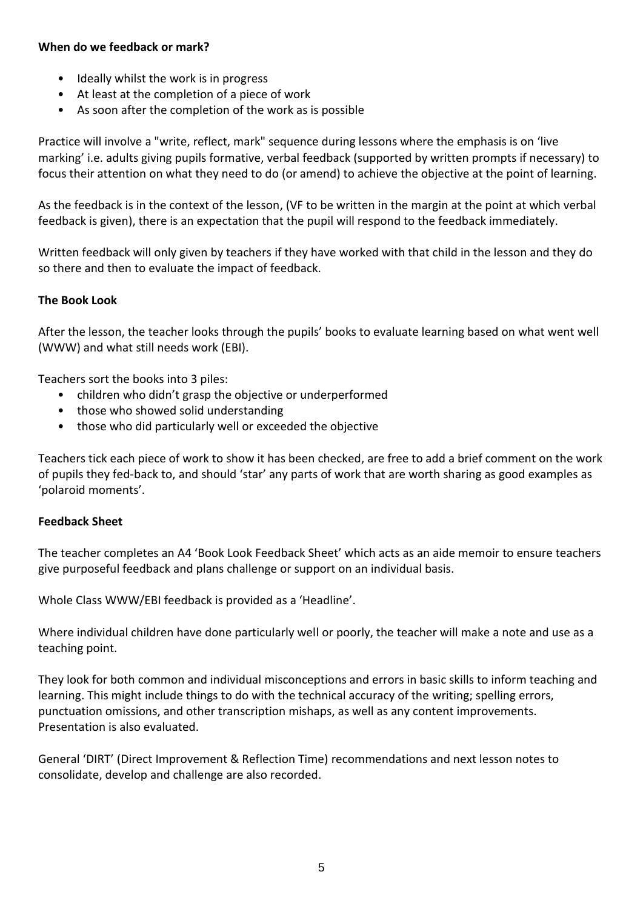**When do we feedback or mark?**

- Ideally whilst the work is in progress
- At least at the completion of a piece of work
- As soon after the completion of the work as is possible

Practice will involve a "write, reflect, mark" sequence during lessons where the emphasis is on 'live marking' i.e. adults giving pupils formative, verbal feedback (supported by written prompts if necessary) to focus their attention on what they need to do (or amend) to achieve the objective at the point of learning.

As the feedback is in the context of the lesson, (VF to be written in the margin at the point at which verbal feedback is given), there is an expectation that the pupil will respond to the feedback immediately.

Written feedback will only given by teachers if they have worked with that child in the lesson and they do so there and then to evaluate the impact of feedback.

**The Book Look**

After the lesson, the teacher looks through the pupils' books to evaluate learning based on what went well (WWW) and what still needs work (EBI).

Teachers sort the books into 3 piles:

- children who didn't grasp the objective or underperformed
- those who showed solid understanding
- those who did particularly well or exceeded the objective

Teachers tick each piece of work to show it has been checked, are free to add a brief comment on the work of pupils they fed-back to, and should 'star' any parts of work that are worth sharing as good examples as 'polaroid moments'.

**Feedback Sheet**

The teacher completes an A4 'Book Look Feedback Sheet' which acts as an aide memoir to ensure teachers give purposeful feedback and plans challenge or support on an individual basis.

Whole Class WWW/EBI feedback is provided as a 'Headline'.

Where individual children have done particularly well or poorly, the teacher will make a note and use as a teaching point.

They look for both common and individual misconceptions and errors in basic skills to inform teaching and learning. This might include things to do with the technical accuracy of the writing; spelling errors, punctuation omissions, and other transcription mishaps, as well as any content improvements. Presentation is also evaluated.

General 'DIRT' (Direct Improvement & Reflection Time) recommendations and next lesson notes to consolidate, develop and challenge are also recorded.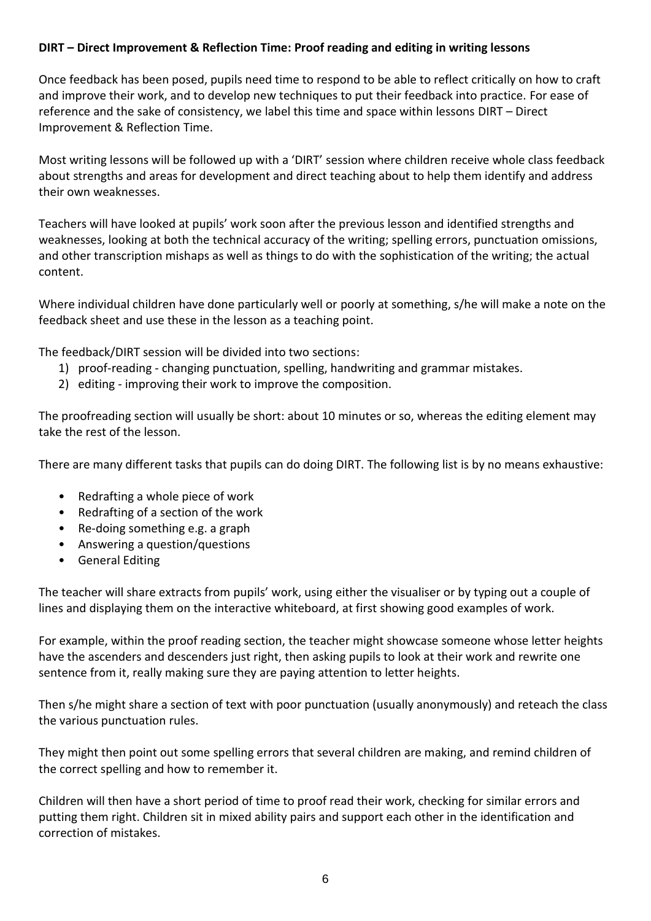**DIRT – Direct Improvement & Reflection Time: Proof reading and editing in writing lessons**

Once feedback has been posed, pupils need time to respond to be able to reflect critically on how to craft and improve their work, and to develop new techniques to put their feedback into practice. For ease of reference and the sake of consistency, we label this time and space within lessons DIRT – Direct Improvement & Reflection Time.

Most writing lessons will be followed up with a 'DIRT' session where children receive whole class feedback about strengths and areas for development and direct teaching about to help them identify and address their own weaknesses.

Teachers will have looked at pupils' work soon after the previous lesson and identified strengths and weaknesses, looking at both the technical accuracy of the writing; spelling errors, punctuation omissions, and other transcription mishaps as well as things to do with the sophistication of the writing; the actual content.

Where individual children have done particularly well or poorly at something, s/he will make a note on the feedback sheet and use these in the lesson as a teaching point.

The feedback/DIRT session will be divided into two sections:

1) proof-reading - changing punctuation, spelling, handwriting and grammar mistakes.
2) editing - improving their work to improve the composition.

The proofreading section will usually be short: about 10 minutes or so, whereas the editing element may take the rest of the lesson.

There are many different tasks that pupils can do doing DIRT. The following list is by no means exhaustive:

- Redrafting a whole piece of work
- Redrafting of a section of the work
- Re-doing something e.g. a graph
- Answering a question/questions
- General Editing

The teacher will share extracts from pupils' work, using either the visualiser or by typing out a couple of lines and displaying them on the interactive whiteboard, at first showing good examples of work.

For example, within the proof reading section, the teacher might showcase someone whose letter heights have the ascenders and descenders just right, then asking pupils to look at their work and rewrite one sentence from it, really making sure they are paying attention to letter heights.

Then s/he might share a section of text with poor punctuation (usually anonymously) and reteach the class the various punctuation rules.

They might then point out some spelling errors that several children are making, and remind children of the correct spelling and how to remember it.

Children will then have a short period of time to proof read their work, checking for similar errors and putting them right. Children sit in mixed ability pairs and support each other in the identification and correction of mistakes.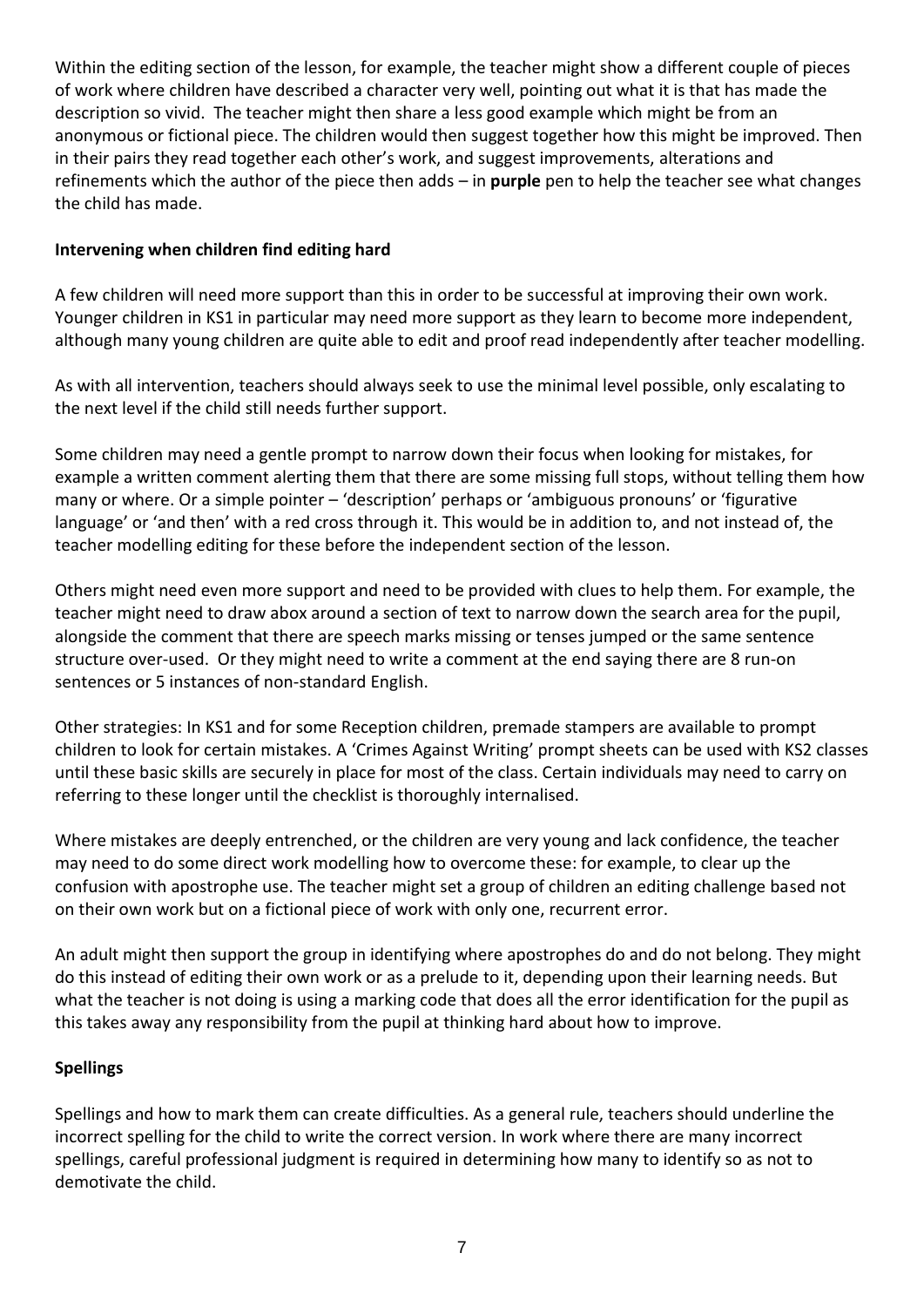Within the editing section of the lesson, for example, the teacher might show a different couple of pieces of work where children have described a character very well, pointing out what it is that has made the description so vivid. The teacher might then share a less good example which might be from an anonymous or fictional piece. The children would then suggest together how this might be improved. Then in their pairs they read together each other's work, and suggest improvements, alterations and refinements which the author of the piece then adds – in **purple** pen to help the teacher see what changes the child has made.

**Intervening when children find editing hard**

A few children will need more support than this in order to be successful at improving their own work. Younger children in KS1 in particular may need more support as they learn to become more independent, although many young children are quite able to edit and proof read independently after teacher modelling.

As with all intervention, teachers should always seek to use the minimal level possible, only escalating to the next level if the child still needs further support.

Some children may need a gentle prompt to narrow down their focus when looking for mistakes, for example a written comment alerting them that there are some missing full stops, without telling them how many or where. Or a simple pointer – 'description' perhaps or 'ambiguous pronouns' or 'figurative language' or 'and then' with a red cross through it. This would be in addition to, and not instead of, the teacher modelling editing for these before the independent section of the lesson.

Others might need even more support and need to be provided with clues to help them. For example, the teacher might need to draw abox around a section of text to narrow down the search area for the pupil, alongside the comment that there are speech marks missing or tenses jumped or the same sentence structure over-used. Or they might need to write a comment at the end saying there are 8 run-on sentences or 5 instances of non-standard English.

Other strategies: In KS1 and for some Reception children, premade stampers are available to prompt children to look for certain mistakes. A 'Crimes Against Writing' prompt sheets can be used with KS2 classes until these basic skills are securely in place for most of the class. Certain individuals may need to carry on referring to these longer until the checklist is thoroughly internalised.

Where mistakes are deeply entrenched, or the children are very young and lack confidence, the teacher may need to do some direct work modelling how to overcome these: for example, to clear up the confusion with apostrophe use. The teacher might set a group of children an editing challenge based not on their own work but on a fictional piece of work with only one, recurrent error.

An adult might then support the group in identifying where apostrophes do and do not belong. They might do this instead of editing their own work or as a prelude to it, depending upon their learning needs. But what the teacher is not doing is using a marking code that does all the error identification for the pupil as this takes away any responsibility from the pupil at thinking hard about how to improve.

**Spellings**

Spellings and how to mark them can create difficulties. As a general rule, teachers should underline the incorrect spelling for the child to write the correct version. In work where there are many incorrect spellings, careful professional judgment is required in determining how many to identify so as not to demotivate the child.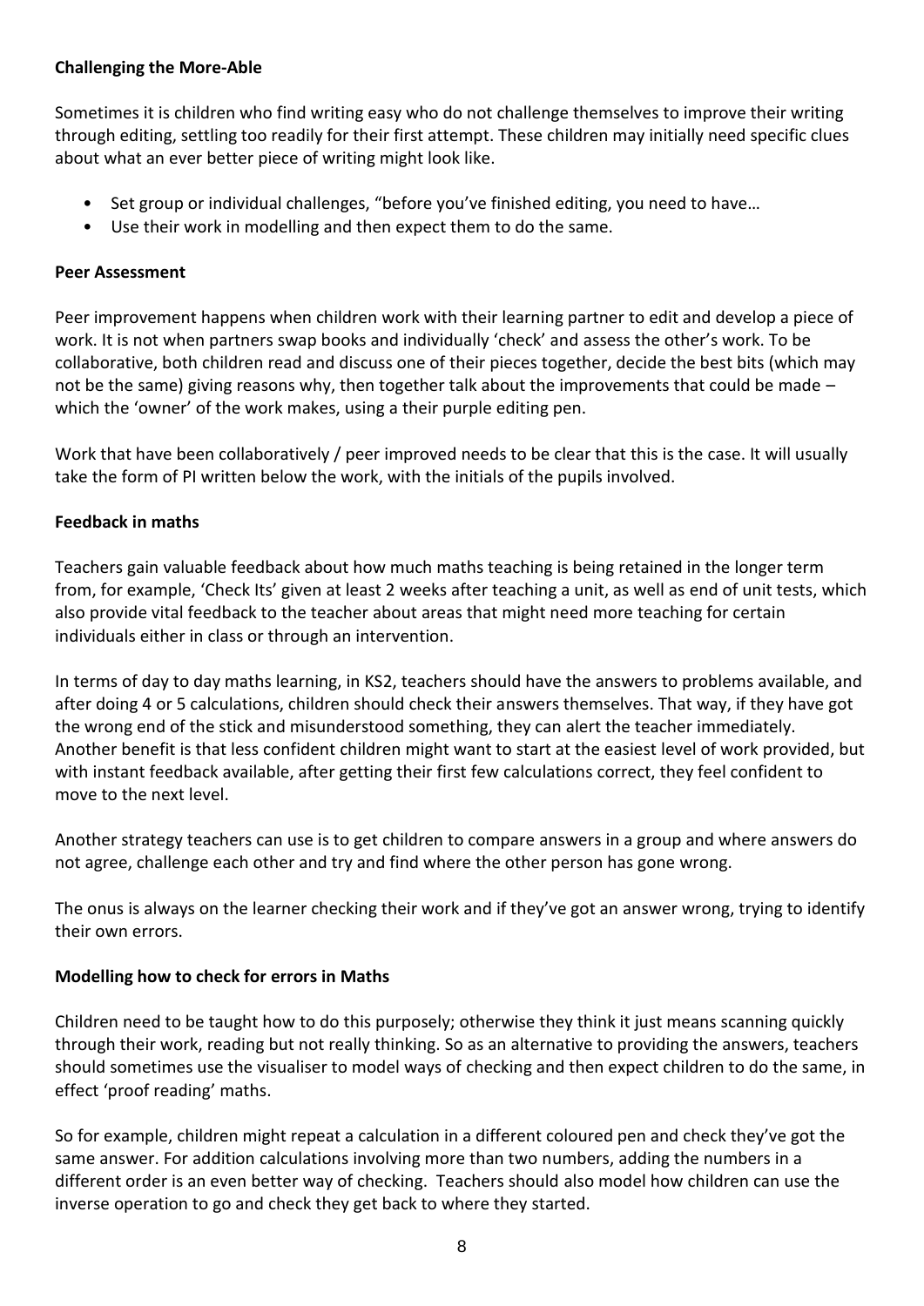**Challenging the More-Able**

Sometimes it is children who find writing easy who do not challenge themselves to improve their writing through editing, settling too readily for their first attempt. These children may initially need specific clues about what an ever better piece of writing might look like.

- Set group or individual challenges, "before you've finished editing, you need to have…
- Use their work in modelling and then expect them to do the same.

**Peer Assessment**

Peer improvement happens when children work with their learning partner to edit and develop a piece of work. It is not when partners swap books and individually 'check' and assess the other's work. To be collaborative, both children read and discuss one of their pieces together, decide the best bits (which may not be the same) giving reasons why, then together talk about the improvements that could be made – which the 'owner' of the work makes, using a their purple editing pen.

Work that have been collaboratively / peer improved needs to be clear that this is the case. It will usually take the form of PI written below the work, with the initials of the pupils involved.

**Feedback in maths**

Teachers gain valuable feedback about how much maths teaching is being retained in the longer term from, for example, 'Check Its' given at least 2 weeks after teaching a unit, as well as end of unit tests, which also provide vital feedback to the teacher about areas that might need more teaching for certain individuals either in class or through an intervention.

In terms of day to day maths learning, in KS2, teachers should have the answers to problems available, and after doing 4 or 5 calculations, children should check their answers themselves. That way, if they have got the wrong end of the stick and misunderstood something, they can alert the teacher immediately. Another benefit is that less confident children might want to start at the easiest level of work provided, but with instant feedback available, after getting their first few calculations correct, they feel confident to move to the next level.

Another strategy teachers can use is to get children to compare answers in a group and where answers do not agree, challenge each other and try and find where the other person has gone wrong.

The onus is always on the learner checking their work and if they've got an answer wrong, trying to identify their own errors.

**Modelling how to check for errors in Maths**

Children need to be taught how to do this purposely; otherwise they think it just means scanning quickly through their work, reading but not really thinking. So as an alternative to providing the answers, teachers should sometimes use the visualiser to model ways of checking and then expect children to do the same, in effect 'proof reading' maths.

So for example, children might repeat a calculation in a different coloured pen and check they've got the same answer. For addition calculations involving more than two numbers, adding the numbers in a different order is an even better way of checking. Teachers should also model how children can use the inverse operation to go and check they get back to where they started.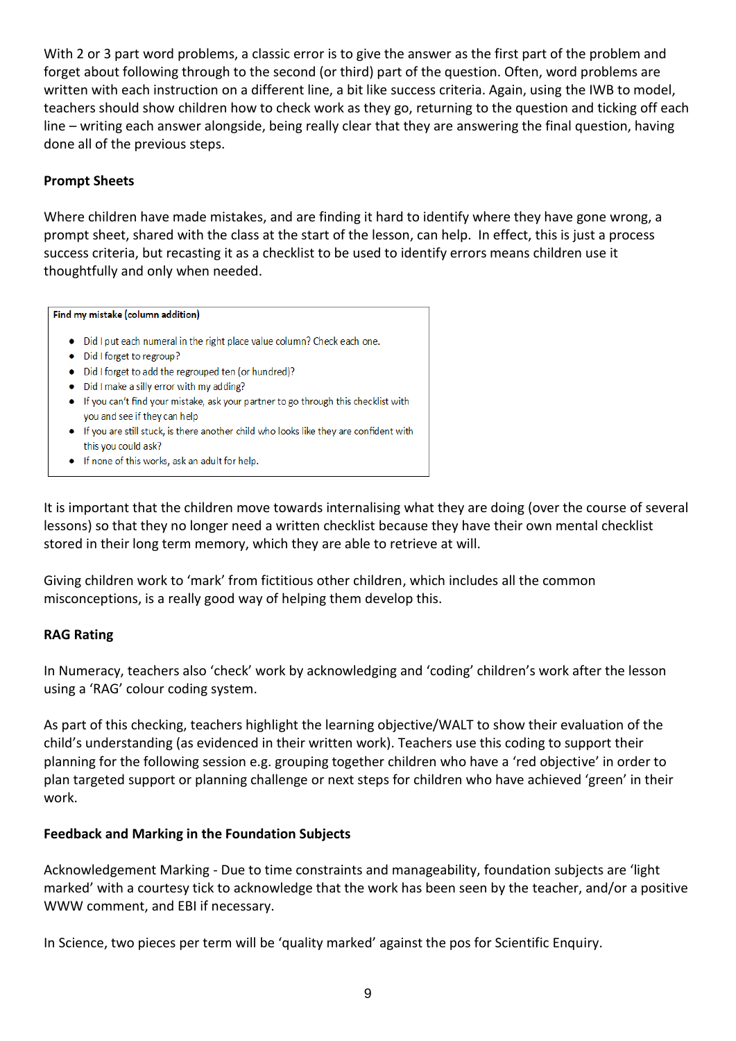With 2 or 3 part word problems, a classic error is to give the answer as the first part of the problem and forget about following through to the second (or third) part of the question. Often, word problems are written with each instruction on a different line, a bit like success criteria. Again, using the IWB to model, teachers should show children how to check work as they go, returning to the question and ticking off each line – writing each answer alongside, being really clear that they are answering the final question, having done all of the previous steps.

**Prompt Sheets**

Where children have made mistakes, and are finding it hard to identify where they have gone wrong, a prompt sheet, shared with the class at the start of the lesson, can help. In effect, this is just a process success criteria, but recasting it as a checklist to be used to identify errors means children use it thoughtfully and only when needed.

**Find my mistake (column addition)**

- Did I put each numeral in the right place value column? Check each one.
- Did I forget to regroup?
- Did I forget to add the regrouped ten (or hundred)?
- Did I make a silly error with my adding?
- If you can't find your mistake, ask your partner to go through this checklist with you and see if they can help
- If you are still stuck, is there another child who looks like they are confident with this you could ask?
- If none of this works, ask an adult for help.

It is important that the children move towards internalising what they are doing (over the course of several lessons) so that they no longer need a written checklist because they have their own mental checklist stored in their long term memory, which they are able to retrieve at will.

Giving children work to 'mark' from fictitious other children, which includes all the common misconceptions, is a really good way of helping them develop this.

**RAG Rating**

In Numeracy, teachers also 'check' work by acknowledging and 'coding' children's work after the lesson using a 'RAG' colour coding system.

As part of this checking, teachers highlight the learning objective/WALT to show their evaluation of the child's understanding (as evidenced in their written work). Teachers use this coding to support their planning for the following session e.g. grouping together children who have a 'red objective' in order to plan targeted support or planning challenge or next steps for children who have achieved 'green' in their work.

**Feedback and Marking in the Foundation Subjects**

Acknowledgement Marking - Due to time constraints and manageability, foundation subjects are 'light marked' with a courtesy tick to acknowledge that the work has been seen by the teacher, and/or a positive WWW comment, and EBI if necessary.

In Science, two pieces per term will be 'quality marked' against the pos for Scientific Enquiry.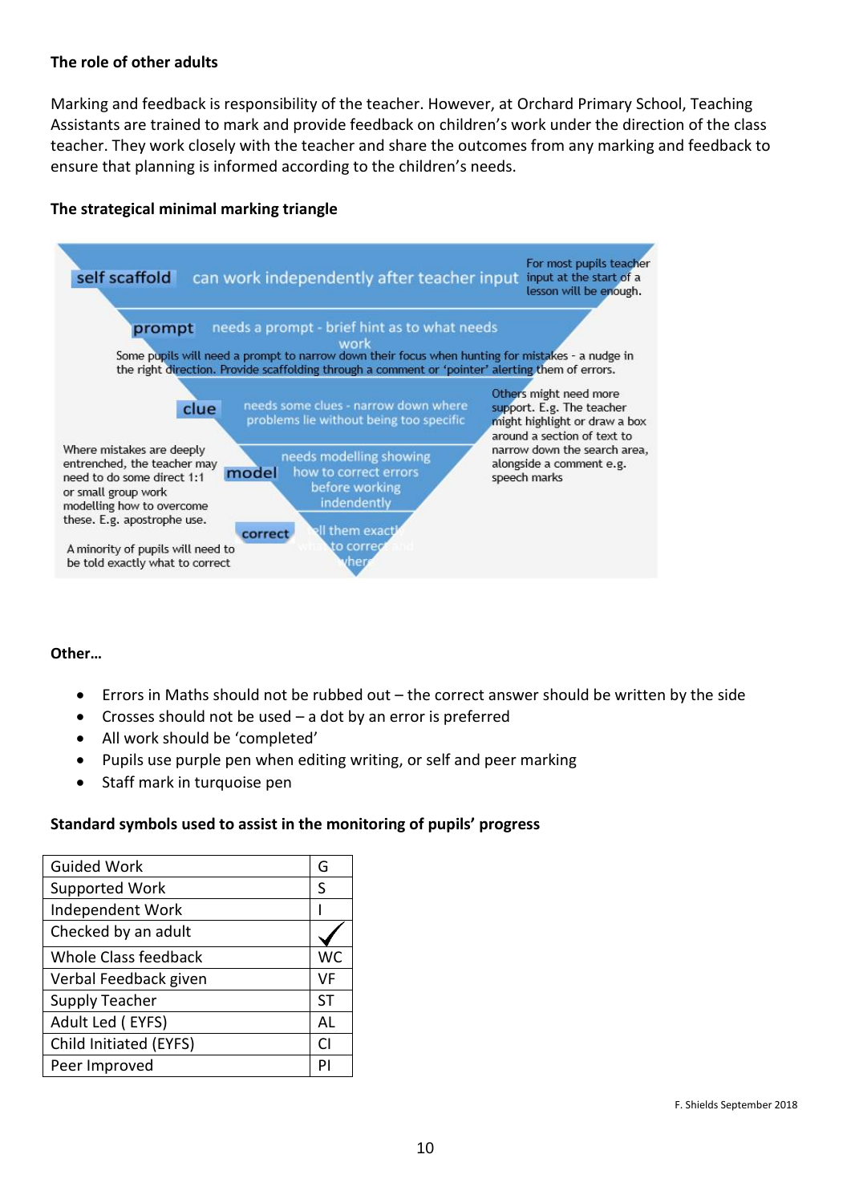**The role of other adults**

Marking and feedback is responsibility of the teacher. However, at Orchard Primary School, Teaching Assistants are trained to mark and provide feedback on children's work under the direction of the class teacher. They work closely with the teacher and share the outcomes from any marking and feedback to ensure that planning is informed according to the children's needs.

**The strategical minimal marking triangle**

self scaffold
can work independently after teacher input
For most pupils teacher input at the start of a lesson will be enough.

prompt
needs a prompt - brief hint as to what needs work
Some pupils will need a prompt to narrow down their focus when hunting for mistakes - a nudge in the right direction. Provide scaffolding through a comment or 'pointer' alerting them of errors.

clue
needs some clues - narrow down where problems lie without being too specific
Others might need more support. E.g. The teacher might highlight or draw a box around a section of text to narrow down the search area, alongside a comment e.g. speech marks

model
needs modelling showing how to correct errors before working indendently
Where mistakes are deeply entrenched, the teacher may need to do some direct 1:1 or small group work modelling how to overcome these. E.g. apostrophe use.

correct
tell them exactly what to correct and where
A minority of pupils will need to be told exactly what to correct

**Other…**

- Errors in Maths should not be rubbed out – the correct answer should be written by the side
- Crosses should not be used – a dot by an error is preferred
- All work should be 'completed'
- Pupils use purple pen when editing writing, or self and peer marking
- Staff mark in turquoise pen

**Standard symbols used to assist in the monitoring of pupils' progress**

| | |
|---|---|
| Guided Work | G |
| Supported Work | S |
| Independent Work | I |
| Checked by an adult | ✓ |
| Whole Class feedback | WC |
| Verbal Feedback given | VF |
| Supply Teacher | ST |
| Adult Led ( EYFS) | AL |
| Child Initiated (EYFS) | CI |
| Peer Improved | PI |

F. Shields September 2018